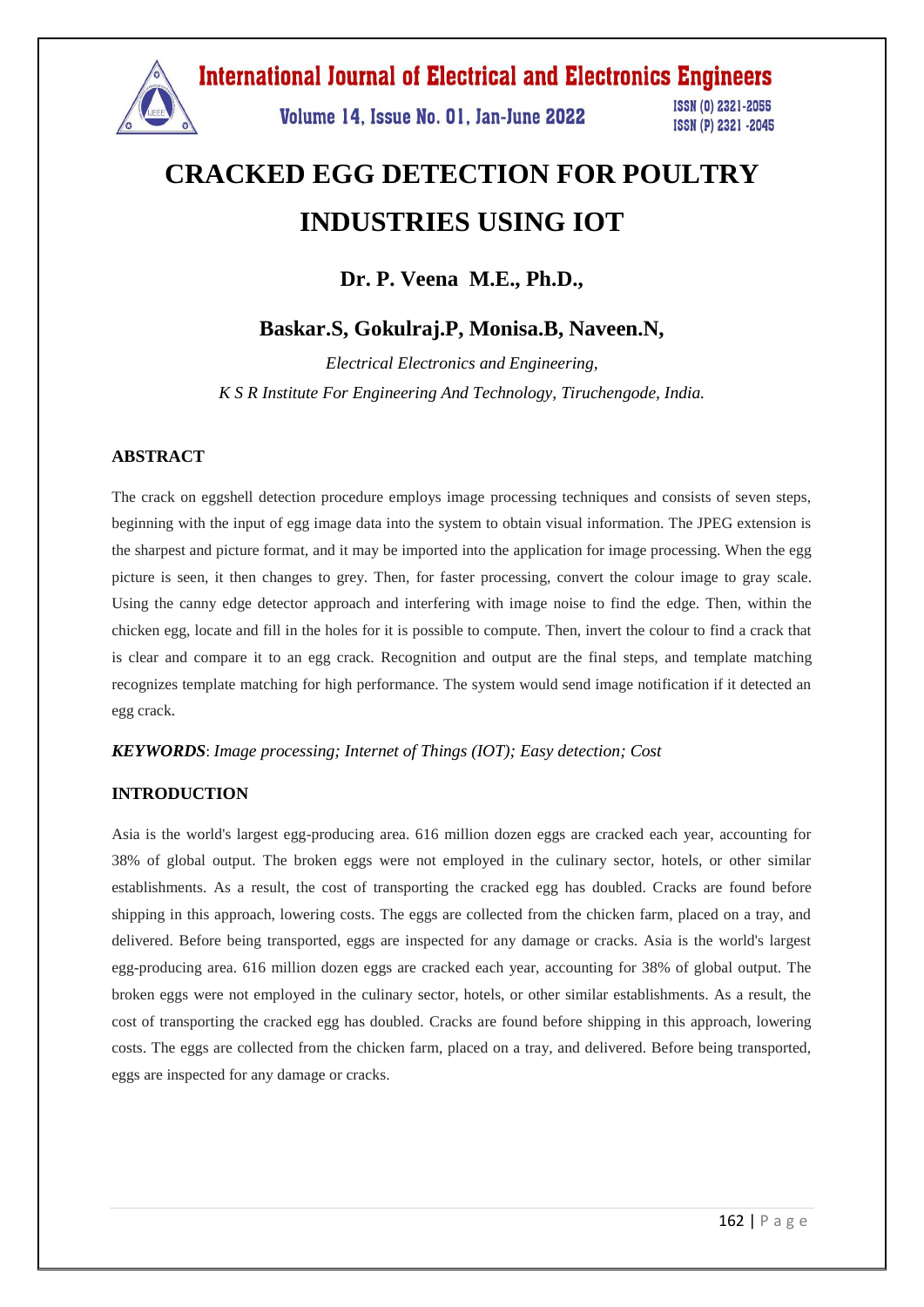# CRACKED EGG DETECTION FOR POULTRY INDUSTRIES USING IOT

**Dr. P. Veena M.E., Ph.D.,**

**Baskar.S, Gokulraj.P, Monisa.B, Naveen.N,**

*Electrical Electronics and Engineering,*

*K S R Institute For Engineering And Technology, Tiruchengode, India.*

## ABSTRACT

The crack on eggshell detection procedure employs image processing techniques and consists of seven steps, beginning with the input of egg image data into the system to obtain visual information. The JPEG extension is the sharpest and picture format, and it may be imported into the application for image processing. When the egg picture is seen, it then changes to grey. Then, for faster processing, convert the colour image to gray scale. Using the canny edge detector approach and interfering with image noise to find the edge. Then, within the chicken egg, locate and fill in the holes for it is possible to compute. Then, invert the colour to find a crack that is clear and compare it to an egg crack. Recognition and output are the final steps, and template matching recognizes template matching for high performance. The system would send image notification if it detected an egg crack.

***KEYWORDS***: *Image processing; Internet of Things (IOT); Easy detection; Cost*

## INTRODUCTION

Asia is the world's largest egg-producing area. 616 million dozen eggs are cracked each year, accounting for 38% of global output. The broken eggs were not employed in the culinary sector, hotels, or other similar establishments. As a result, the cost of transporting the cracked egg has doubled. Cracks are found before shipping in this approach, lowering costs. The eggs are collected from the chicken farm, placed on a tray, and delivered. Before being transported, eggs are inspected for any damage or cracks. Asia is the world's largest egg-producing area. 616 million dozen eggs are cracked each year, accounting for 38% of global output. The broken eggs were not employed in the culinary sector, hotels, or other similar establishments. As a result, the cost of transporting the cracked egg has doubled. Cracks are found before shipping in this approach, lowering costs. The eggs are collected from the chicken farm, placed on a tray, and delivered. Before being transported, eggs are inspected for any damage or cracks.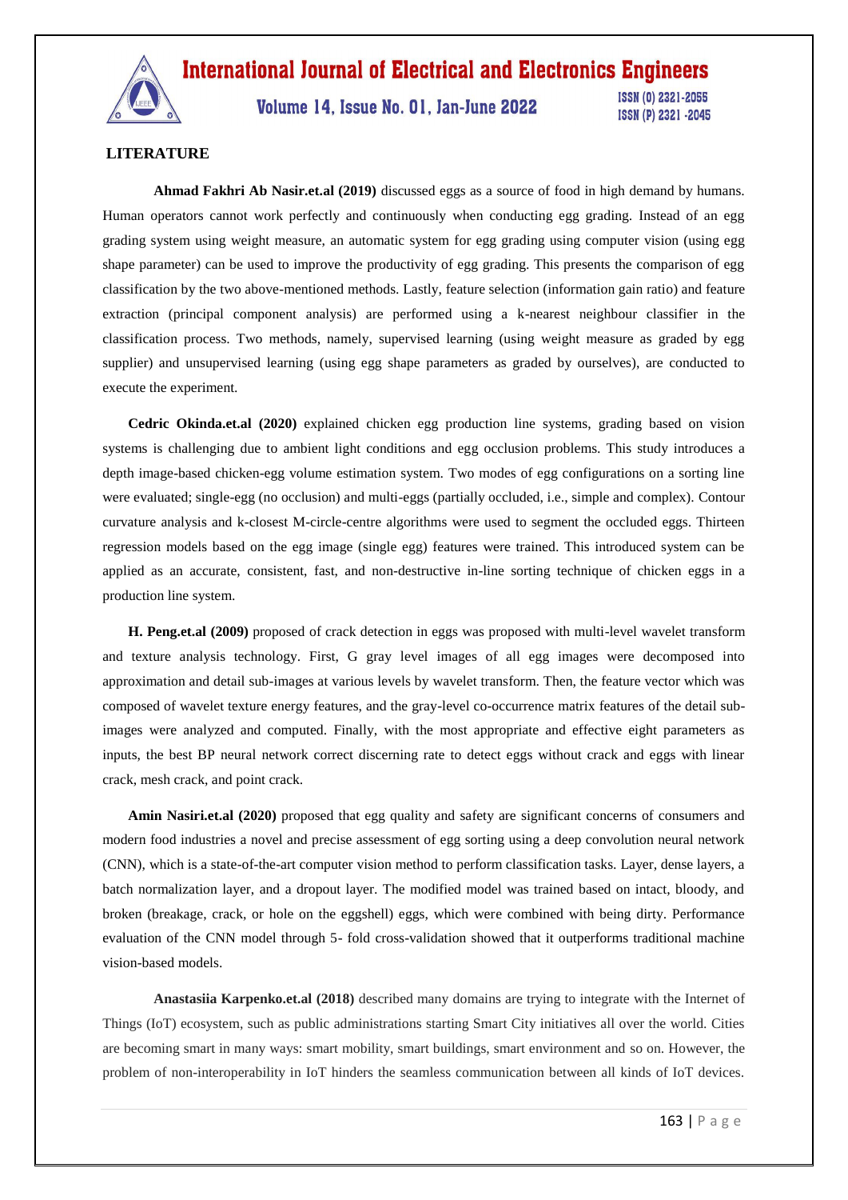## LITERATURE

**Ahmad Fakhri Ab Nasir.et.al (2019)** discussed eggs as a source of food in high demand by humans. Human operators cannot work perfectly and continuously when conducting egg grading. Instead of an egg grading system using weight measure, an automatic system for egg grading using computer vision (using egg shape parameter) can be used to improve the productivity of egg grading. This presents the comparison of egg classification by the two above-mentioned methods. Lastly, feature selection (information gain ratio) and feature extraction (principal component analysis) are performed using a k-nearest neighbour classifier in the classification process. Two methods, namely, supervised learning (using weight measure as graded by egg supplier) and unsupervised learning (using egg shape parameters as graded by ourselves), are conducted to execute the experiment.

**Cedric Okinda.et.al (2020)** explained chicken egg production line systems, grading based on vision systems is challenging due to ambient light conditions and egg occlusion problems. This study introduces a depth image-based chicken-egg volume estimation system. Two modes of egg configurations on a sorting line were evaluated; single-egg (no occlusion) and multi-eggs (partially occluded, i.e., simple and complex). Contour curvature analysis and k-closest M-circle-centre algorithms were used to segment the occluded eggs. Thirteen regression models based on the egg image (single egg) features were trained. This introduced system can be applied as an accurate, consistent, fast, and non-destructive in-line sorting technique of chicken eggs in a production line system.

**H. Peng.et.al (2009)** proposed of crack detection in eggs was proposed with multi-level wavelet transform and texture analysis technology. First, G gray level images of all egg images were decomposed into approximation and detail sub-images at various levels by wavelet transform. Then, the feature vector which was composed of wavelet texture energy features, and the gray-level co-occurrence matrix features of the detail sub-images were analyzed and computed. Finally, with the most appropriate and effective eight parameters as inputs, the best BP neural network correct discerning rate to detect eggs without crack and eggs with linear crack, mesh crack, and point crack.

**Amin Nasiri.et.al (2020)** proposed that egg quality and safety are significant concerns of consumers and modern food industries a novel and precise assessment of egg sorting using a deep convolution neural network (CNN), which is a state-of-the-art computer vision method to perform classification tasks. Layer, dense layers, a batch normalization layer, and a dropout layer. The modified model was trained based on intact, bloody, and broken (breakage, crack, or hole on the eggshell) eggs, which were combined with being dirty. Performance evaluation of the CNN model through 5- fold cross-validation showed that it outperforms traditional machine vision-based models.

**Anastasiia Karpenko.et.al (2018)** described many domains are trying to integrate with the Internet of Things (IoT) ecosystem, such as public administrations starting Smart City initiatives all over the world. Cities are becoming smart in many ways: smart mobility, smart buildings, smart environment and so on. However, the problem of non-interoperability in IoT hinders the seamless communication between all kinds of IoT devices.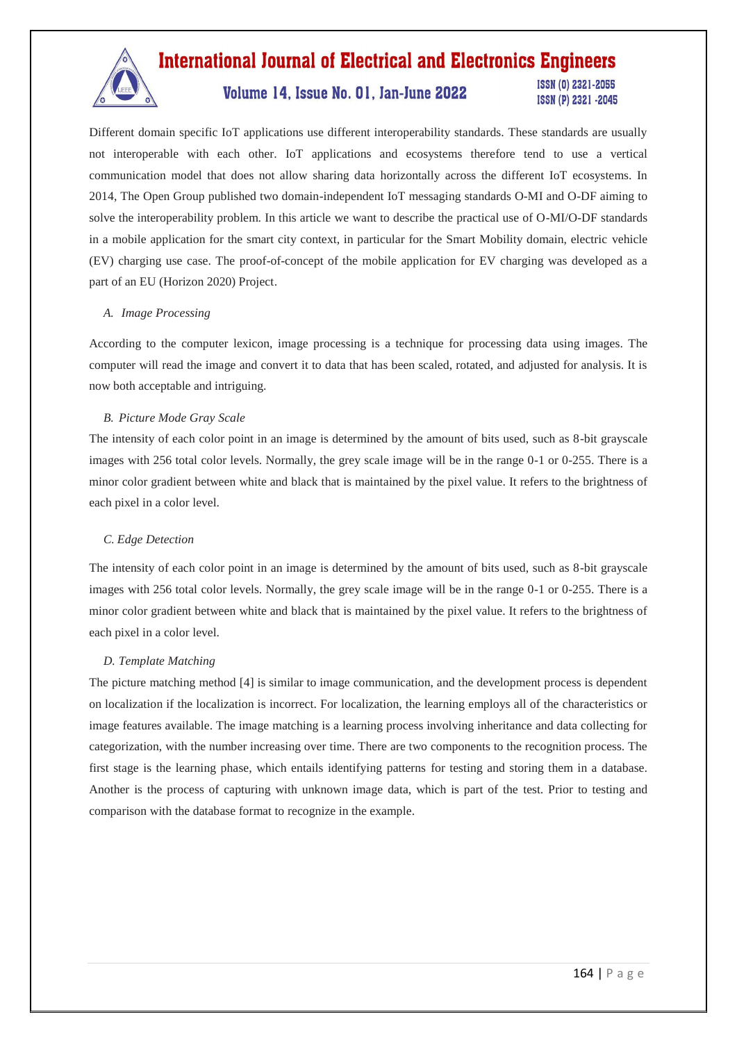Different domain specific IoT applications use different interoperability standards. These standards are usually not interoperable with each other. IoT applications and ecosystems therefore tend to use a vertical communication model that does not allow sharing data horizontally across the different IoT ecosystems. In 2014, The Open Group published two domain-independent IoT messaging standards O-MI and O-DF aiming to solve the interoperability problem. In this article we want to describe the practical use of O-MI/O-DF standards in a mobile application for the smart city context, in particular for the Smart Mobility domain, electric vehicle (EV) charging use case. The proof-of-concept of the mobile application for EV charging was developed as a part of an EU (Horizon 2020) Project.

### *A. Image Processing*

According to the computer lexicon, image processing is a technique for processing data using images. The computer will read the image and convert it to data that has been scaled, rotated, and adjusted for analysis. It is now both acceptable and intriguing.

### *B. Picture Mode Gray Scale*

The intensity of each color point in an image is determined by the amount of bits used, such as 8-bit grayscale images with 256 total color levels. Normally, the grey scale image will be in the range 0-1 or 0-255. There is a minor color gradient between white and black that is maintained by the pixel value. It refers to the brightness of each pixel in a color level.

### *C. Edge Detection*

The intensity of each color point in an image is determined by the amount of bits used, such as 8-bit grayscale images with 256 total color levels. Normally, the grey scale image will be in the range 0-1 or 0-255. There is a minor color gradient between white and black that is maintained by the pixel value. It refers to the brightness of each pixel in a color level.

### *D. Template Matching*

The picture matching method [4] is similar to image communication, and the development process is dependent on localization if the localization is incorrect. For localization, the learning employs all of the characteristics or image features available. The image matching is a learning process involving inheritance and data collecting for categorization, with the number increasing over time. There are two components to the recognition process. The first stage is the learning phase, which entails identifying patterns for testing and storing them in a database. Another is the process of capturing with unknown image data, which is part of the test. Prior to testing and comparison with the database format to recognize in the example.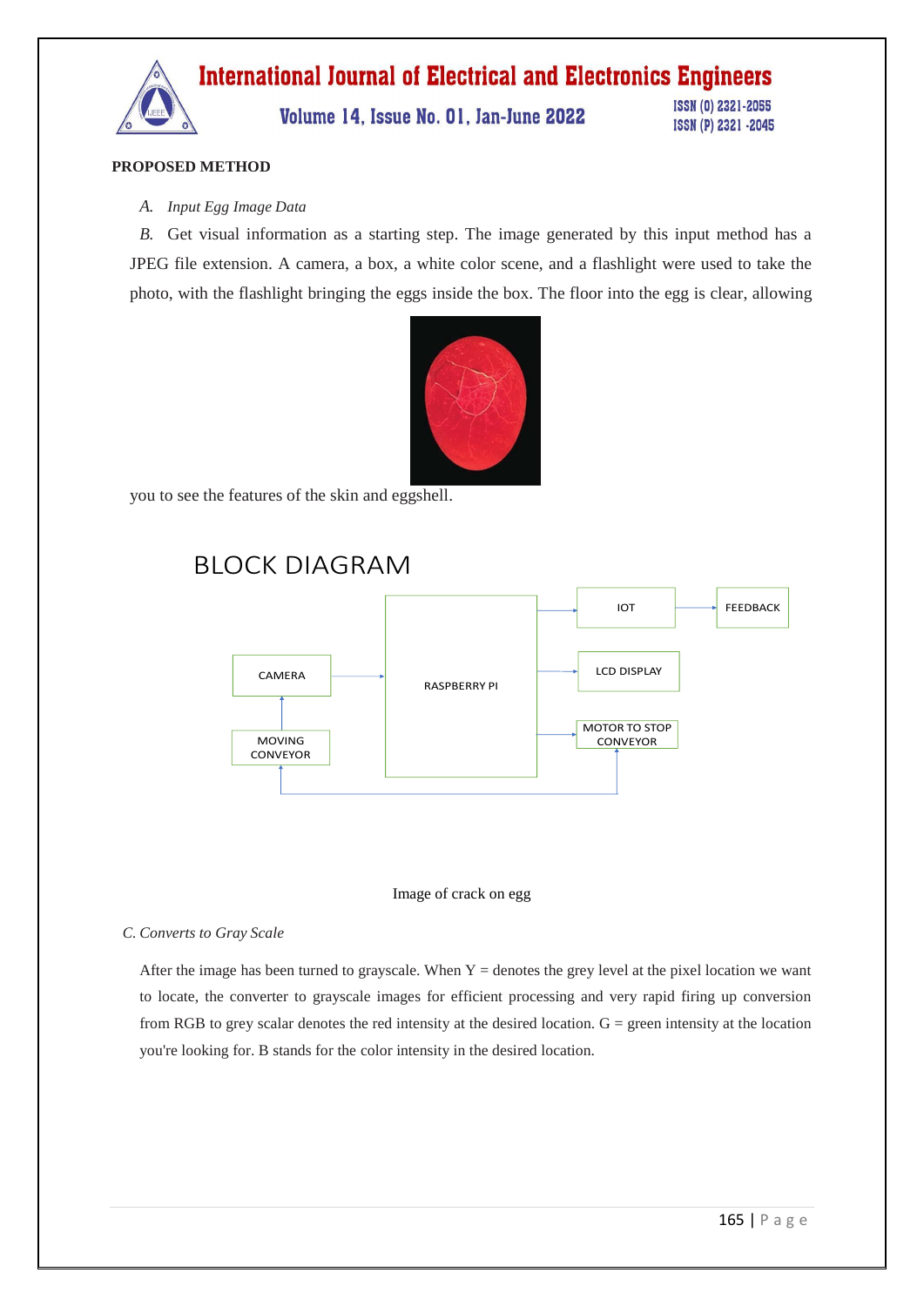**PROPOSED METHOD**

*A. Input Egg Image Data*

*B.* Get visual information as a starting step. The image generated by this input method has a JPEG file extension. A camera, a box, a white color scene, and a flashlight were used to take the photo, with the flashlight bringing the eggs inside the box. The floor into the egg is clear, allowing you to see the features of the skin and eggshell.

BLOCK DIAGRAM

Image of crack on egg

*C. Converts to Gray Scale*

After the image has been turned to grayscale. When Y = denotes the grey level at the pixel location we want to locate, the converter to grayscale images for efficient processing and very rapid firing up conversion from RGB to grey scalar denotes the red intensity at the desired location. G = green intensity at the location you're looking for. B stands for the color intensity in the desired location.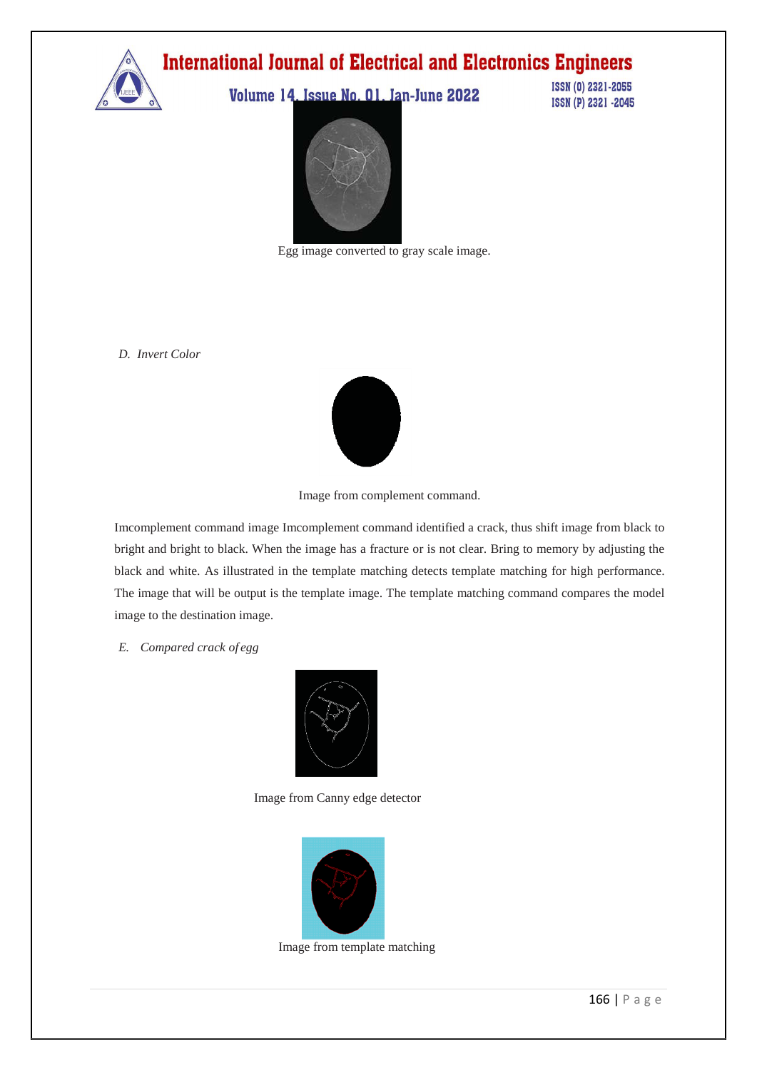Egg image converted to gray scale image.

*D. Invert Color*

Image from complement command.

Imcomplement command image Imcomplement command identified a crack, thus shift image from black to bright and bright to black. When the image has a fracture or is not clear. Bring to memory by adjusting the black and white. As illustrated in the template matching detects template matching for high performance. The image that will be output is the template image. The template matching command compares the model image to the destination image.

*E. Compared crack of egg*

Image from Canny edge detector

Image from template matching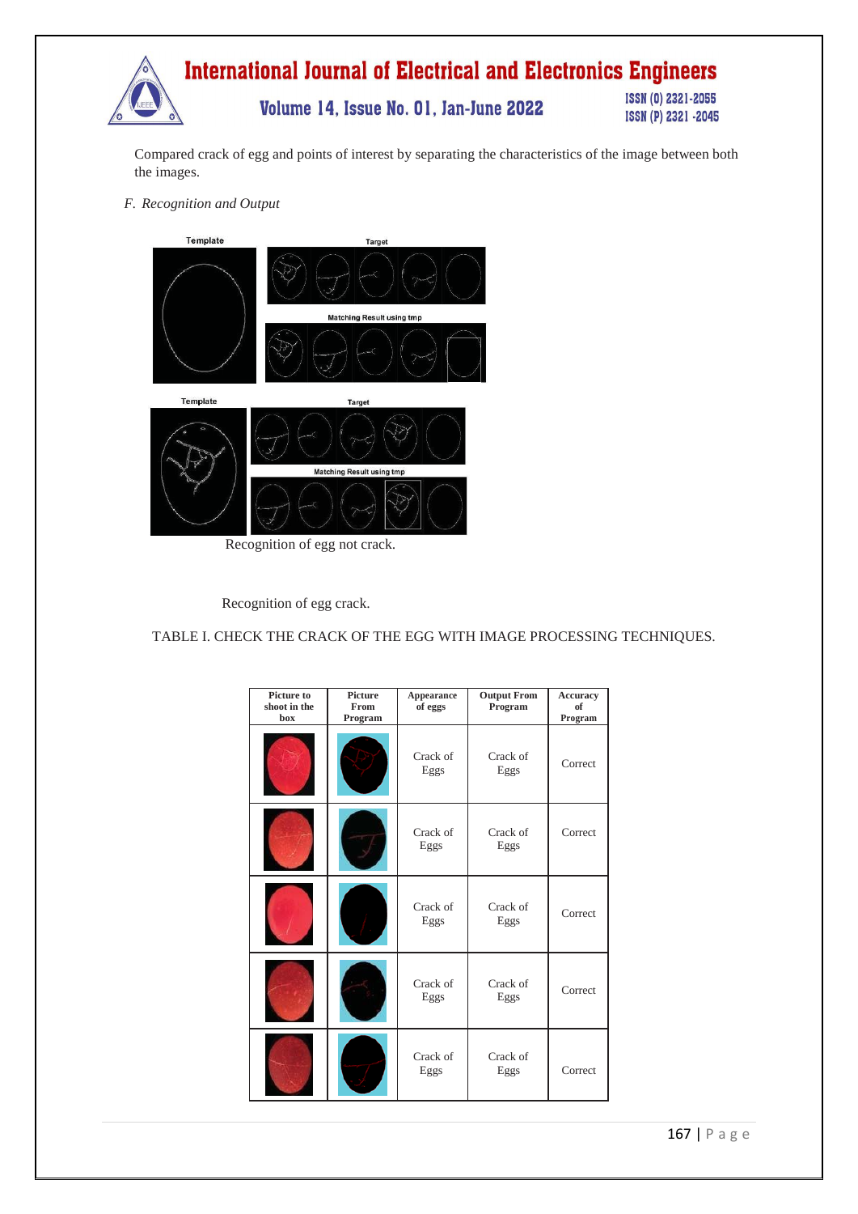Compared crack of egg and points of interest by separating the characteristics of the image between both the images.

*F. Recognition and Output*

Recognition of egg not crack.

Recognition of egg crack.

TABLE I. CHECK THE CRACK OF THE EGG WITH IMAGE PROCESSING TECHNIQUES.

| Picture to shoot in the box | Picture From Program | Appearance of eggs | Output From Program | Accuracy of Program |
|---|---|---|---|---|
| | | Crack of Eggs | Crack of Eggs | Correct |
| | | Crack of Eggs | Crack of Eggs | Correct |
| | | Crack of Eggs | Crack of Eggs | Correct |
| | | Crack of Eggs | Crack of Eggs | Correct |
| | | Crack of Eggs | Crack of Eggs | Correct |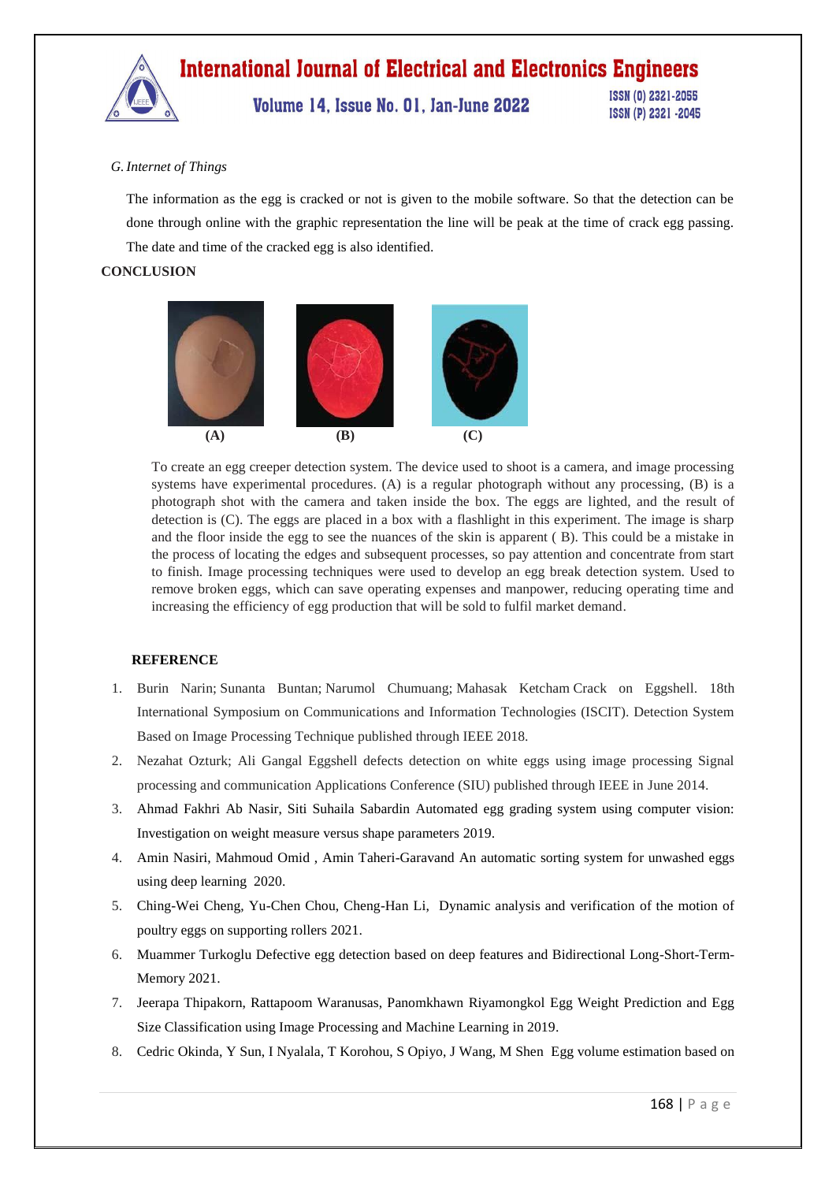*G. Internet of Things*

The information as the egg is cracked or not is given to the mobile software. So that the detection can be done through online with the graphic representation the line will be peak at the time of crack egg passing. The date and time of the cracked egg is also identified.

**CONCLUSION**

**(A)** **(B)** **(C)**

To create an egg creeper detection system. The device used to shoot is a camera, and image processing systems have experimental procedures. (A) is a regular photograph without any processing, (B) is a photograph shot with the camera and taken inside the box. The eggs are lighted, and the result of detection is (C). The eggs are placed in a box with a flashlight in this experiment. The image is sharp and the floor inside the egg to see the nuances of the skin is apparent ( B). This could be a mistake in the process of locating the edges and subsequent processes, so pay attention and concentrate from start to finish. Image processing techniques were used to develop an egg break detection system. Used to remove broken eggs, which can save operating expenses and manpower, reducing operating time and increasing the efficiency of egg production that will be sold to fulfil market demand.

**REFERENCE**

1. Burin Narin; Sunanta Buntan; Narumol Chumuang; Mahasak Ketcham Crack on Eggshell. 18th International Symposium on Communications and Information Technologies (ISCIT). Detection System Based on Image Processing Technique published through IEEE 2018.
2. Nezahat Ozturk; Ali Gangal Eggshell defects detection on white eggs using image processing Signal processing and communication Applications Conference (SIU) published through IEEE in June 2014.
3. Ahmad Fakhri Ab Nasir, Siti Suhaila Sabardin Automated egg grading system using computer vision: Investigation on weight measure versus shape parameters 2019.
4. Amin Nasiri, Mahmoud Omid , Amin Taheri-Garavand An automatic sorting system for unwashed eggs using deep learning 2020.
5. Ching-Wei Cheng, Yu-Chen Chou, Cheng-Han Li, Dynamic analysis and verification of the motion of poultry eggs on supporting rollers 2021.
6. Muammer Turkoglu Defective egg detection based on deep features and Bidirectional Long-Short-Term-Memory 2021.
7. Jeerapa Thipakorn, Rattapoom Waranusas, Panomkhawn Riyamongkol Egg Weight Prediction and Egg Size Classification using Image Processing and Machine Learning in 2019.
8. Cedric Okinda, Y Sun, I Nyalala, T Korohou, S Opiyo, J Wang, M Shen Egg volume estimation based on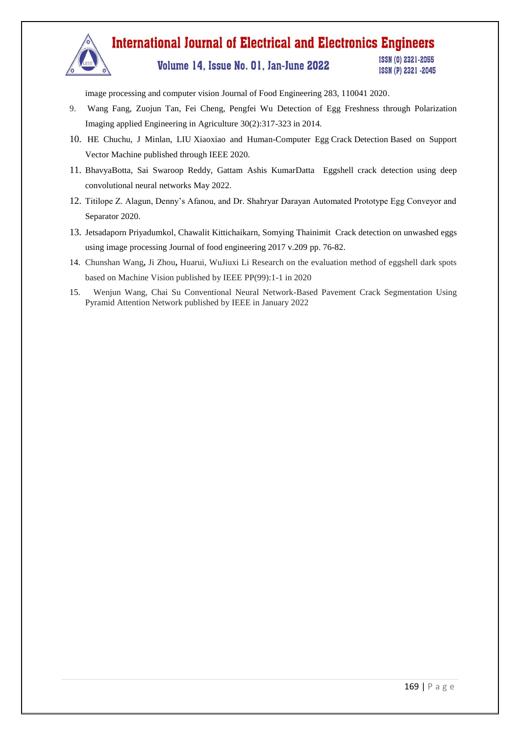image processing and computer vision Journal of Food Engineering 283, 110041 2020.

9. Wang Fang, Zuojun Tan, Fei Cheng, Pengfei Wu Detection of Egg Freshness through Polarization Imaging applied Engineering in Agriculture 30(2):317-323 in 2014.
10. HE Chuchu, J Minlan, LIU Xiaoxiao and Human-Computer Egg Crack Detection Based on Support Vector Machine published through IEEE 2020.
11. BhavyaBotta, Sai Swaroop Reddy, Gattam Ashis KumarDatta Eggshell crack detection using deep convolutional neural networks May 2022.
12. Titilope Z. Alagun, Denny's Afanou, and Dr. Shahryar Darayan Automated Prototype Egg Conveyor and Separator 2020.
13. Jetsadaporn Priyadumkol, Chawalit Kittichaikarn, Somying Thainimit Crack detection on unwashed eggs using image processing Journal of food engineering 2017 v.209 pp. 76-82.
14. Chunshan Wang**,** Ji Zhou**,** Huarui, WuJiuxi Li Research on the evaluation method of eggshell dark spots based on Machine Vision published by IEEE PP(99):1-1 in 2020
15. Wenjun Wang, Chai Su Conventional Neural Network-Based Pavement Crack Segmentation Using Pyramid Attention Network published by IEEE in January 2022